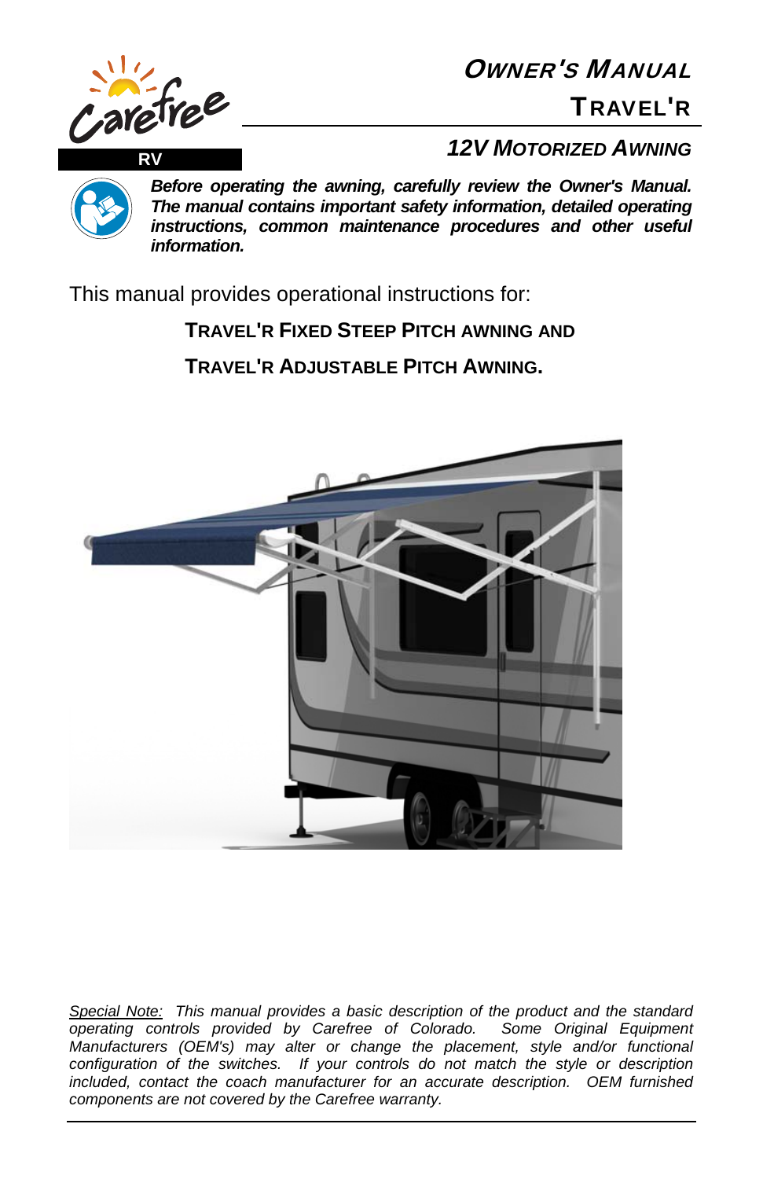Carefree RV

# OWNER'S MANUAL

## TRAVEL'R

### 12V MOTORIZED AWNING

***Before operating the awning, carefully review the Owner's Manual. The manual contains important safety information, detailed operating instructions, common maintenance procedures and other useful information.***

This manual provides operational instructions for:

**TRAVEL'R FIXED STEEP PITCH AWNING AND**

**TRAVEL'R ADJUSTABLE PITCH AWNING.**

*Special Note: This manual provides a basic description of the product and the standard operating controls provided by Carefree of Colorado. Some Original Equipment Manufacturers (OEM's) may alter or change the placement, style and/or functional configuration of the switches. If your controls do not match the style or description included, contact the coach manufacturer for an accurate description. OEM furnished components are not covered by the Carefree warranty.*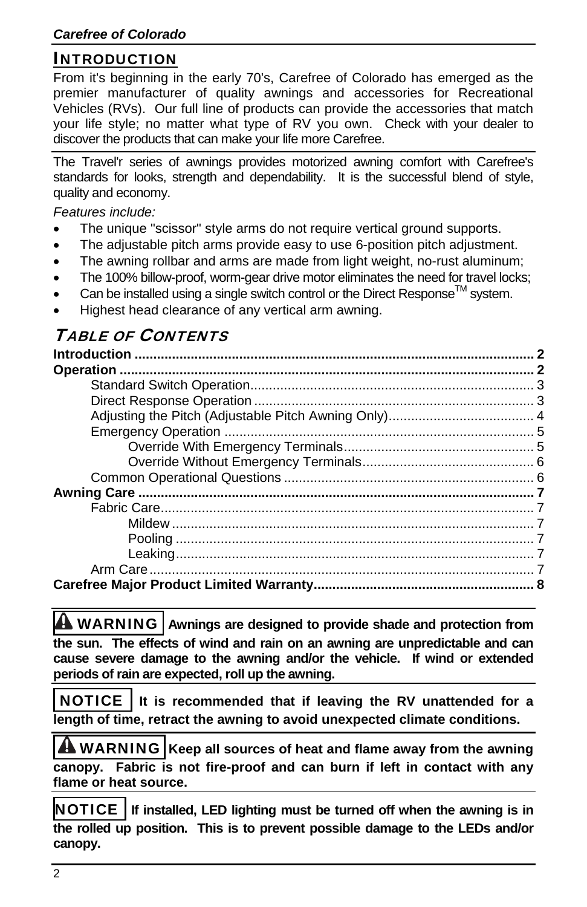## INTRODUCTION

From it's beginning in the early 70's, Carefree of Colorado has emerged as the premier manufacturer of quality awnings and accessories for Recreational Vehicles (RVs). Our full line of products can provide the accessories that match your life style; no matter what type of RV you own. Check with your dealer to discover the products that can make your life more Carefree.

The Travel'r series of awnings provides motorized awning comfort with Carefree's standards for looks, strength and dependability. It is the successful blend of style, quality and economy.

*Features include:*

- The unique "scissor" style arms do not require vertical ground supports.
- The adjustable pitch arms provide easy to use 6-position pitch adjustment.
- The awning rollbar and arms are made from light weight, no-rust aluminum;
- The 100% billow-proof, worm-gear drive motor eliminates the need for travel locks;
- Can be installed using a single switch control or the Direct Response™ system.
- Highest head clearance of any vertical arm awning.

## *TABLE OF CONTENTS*

**Introduction** .......... **2**
**Operation** .......... **2**
- Standard Switch Operation .......... 3
- Direct Response Operation .......... 3
- Adjusting the Pitch (Adjustable Pitch Awning Only) .......... 4
- Emergency Operation .......... 5
  - Override With Emergency Terminals .......... 5
  - Override Without Emergency Terminals .......... 6
- Common Operational Questions .......... 6

**Awning Care** .......... **7**
- Fabric Care .......... 7
  - Mildew .......... 7
  - Pooling .......... 7
  - Leaking .......... 7
- Arm Care .......... 7

**Carefree Major Product Limited Warranty** .......... **8**

**⚠ WARNING** **Awnings are designed to provide shade and protection from the sun. The effects of wind and rain on an awning are unpredictable and can cause severe damage to the awning and/or the vehicle. If wind or extended periods of rain are expected, roll up the awning.**

**NOTICE** **It is recommended that if leaving the RV unattended for a length of time, retract the awning to avoid unexpected climate conditions.**

**⚠ WARNING** **Keep all sources of heat and flame away from the awning canopy. Fabric is not fire-proof and can burn if left in contact with any flame or heat source.**

**NOTICE** **If installed, LED lighting must be turned off when the awning is in the rolled up position. This is to prevent possible damage to the LEDs and/or canopy.**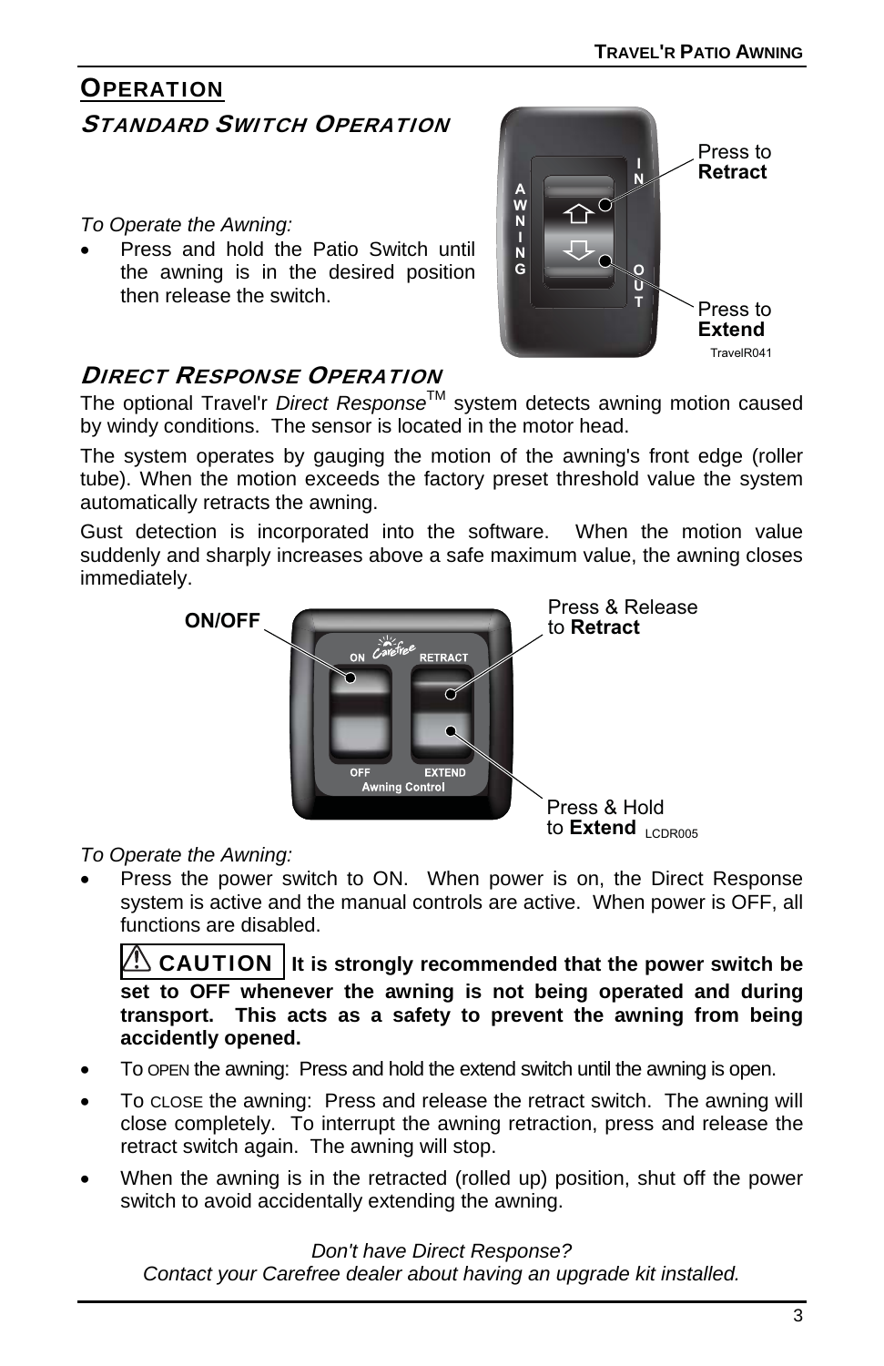## OPERATION

### STANDARD SWITCH OPERATION

*To Operate the Awning:*

- Press and hold the Patio Switch until the awning is in the desired position then release the switch.

Press to **Retract**

Press to **Extend**

TravelR041

### DIRECT RESPONSE OPERATION

The optional Travel'r *Direct Response*™ system detects awning motion caused by windy conditions. The sensor is located in the motor head.

The system operates by gauging the motion of the awning's front edge (roller tube). When the motion exceeds the factory preset threshold value the system automatically retracts the awning.

Gust detection is incorporated into the software. When the motion value suddenly and sharply increases above a safe maximum value, the awning closes immediately.

**ON/OFF**

Press & Release to **Retract**

Press & Hold to **Extend** LCDR005

*To Operate the Awning:*

- Press the power switch to ON. When power is on, the Direct Response system is active and the manual controls are active. When power is OFF, all functions are disabled.

  ⚠ **CAUTION** **It is strongly recommended that the power switch be set to OFF whenever the awning is not being operated and during transport. This acts as a safety to prevent the awning from being accidently opened.**

- To OPEN the awning: Press and hold the extend switch until the awning is open.
- To CLOSE the awning: Press and release the retract switch. The awning will close completely. To interrupt the awning retraction, press and release the retract switch again. The awning will stop.
- When the awning is in the retracted (rolled up) position, shut off the power switch to avoid accidentally extending the awning.

*Don't have Direct Response?*
*Contact your Carefree dealer about having an upgrade kit installed.*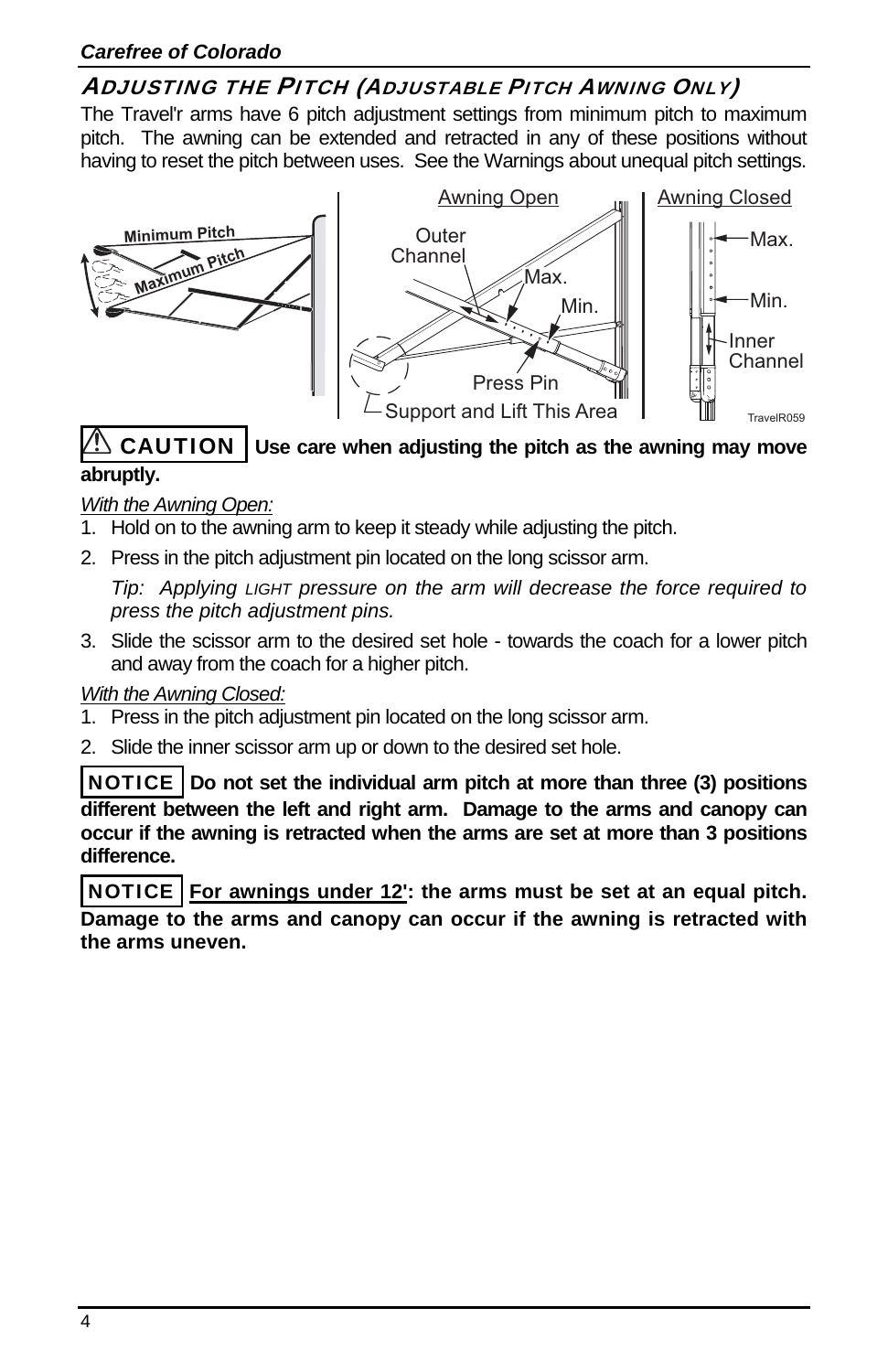## ADJUSTING THE PITCH (ADJUSTABLE PITCH AWNING ONLY)

The Travel'r arms have 6 pitch adjustment settings from minimum pitch to maximum pitch. The awning can be extended and retracted in any of these positions without having to reset the pitch between uses. See the Warnings about unequal pitch settings.

**⚠ CAUTION** **Use care when adjusting the pitch as the awning may move abruptly.**

*With the Awning Open:*

1. Hold on to the awning arm to keep it steady while adjusting the pitch.
2. Press in the pitch adjustment pin located on the long scissor arm.

   *Tip: Applying LIGHT pressure on the arm will decrease the force required to press the pitch adjustment pins.*
3. Slide the scissor arm to the desired set hole - towards the coach for a lower pitch and away from the coach for a higher pitch.

*With the Awning Closed:*

1. Press in the pitch adjustment pin located on the long scissor arm.
2. Slide the inner scissor arm up or down to the desired set hole.

**NOTICE** **Do not set the individual arm pitch at more than three (3) positions different between the left and right arm. Damage to the arms and canopy can occur if the awning is retracted when the arms are set at more than 3 positions difference.**

**NOTICE** **For awnings under 12': the arms must be set at an equal pitch. Damage to the arms and canopy can occur if the awning is retracted with the arms uneven.**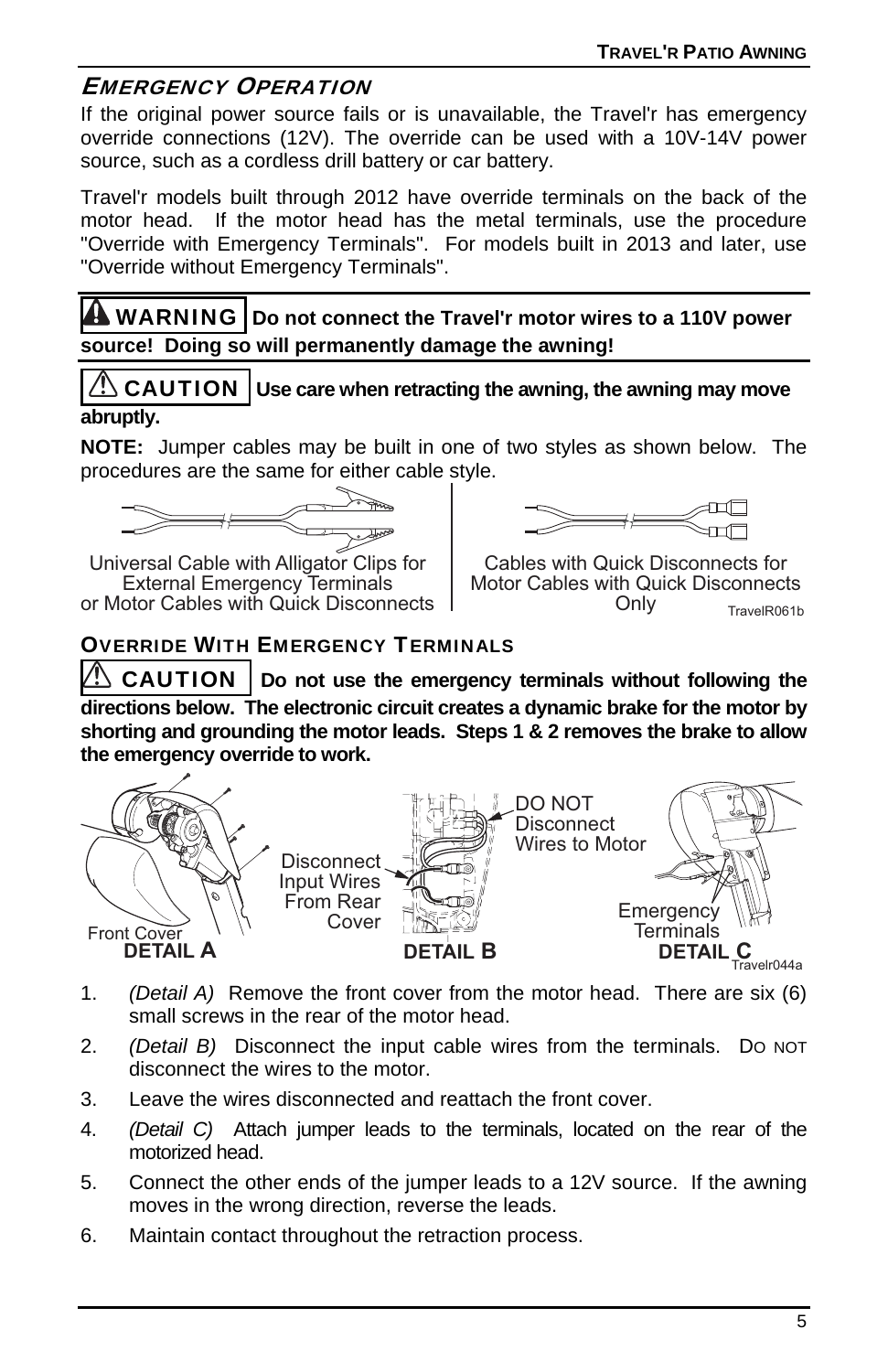## *Emergency Operation*

If the original power source fails or is unavailable, the Travel'r has emergency override connections (12V). The override can be used with a 10V-14V power source, such as a cordless drill battery or car battery.

Travel'r models built through 2012 have override terminals on the back of the motor head. If the motor head has the metal terminals, use the procedure "Override with Emergency Terminals". For models built in 2013 and later, use "Override without Emergency Terminals".

**⚠ WARNING Do not connect the Travel'r motor wires to a 110V power source! Doing so will permanently damage the awning!**

**⚠ CAUTION Use care when retracting the awning, the awning may move abruptly.**

**NOTE:** Jumper cables may be built in one of two styles as shown below. The procedures are the same for either cable style.

Universal Cable with Alligator Clips for External Emergency Terminals or Motor Cables with Quick Disconnects

Cables with Quick Disconnects for Motor Cables with Quick Disconnects Only

TravelR061b

### Override with Emergency Terminals

**⚠ CAUTION Do not use the emergency terminals without following the directions below. The electronic circuit creates a dynamic brake for the motor by shorting and grounding the motor leads. Steps 1 & 2 removes the brake to allow the emergency override to work.**

Front Cover — **DETAIL A**

Disconnect Input Wires From Rear Cover — DO NOT Disconnect Wires to Motor — **DETAIL B**

Emergency Terminals — **DETAIL C**

Travelr044a

1. *(Detail A)* Remove the front cover from the motor head. There are six (6) small screws in the rear of the motor head.
2. *(Detail B)* Disconnect the input cable wires from the terminals. Do not disconnect the wires to the motor.
3. Leave the wires disconnected and reattach the front cover.
4. *(Detail C)* Attach jumper leads to the terminals, located on the rear of the motorized head.
5. Connect the other ends of the jumper leads to a 12V source. If the awning moves in the wrong direction, reverse the leads.
6. Maintain contact throughout the retraction process.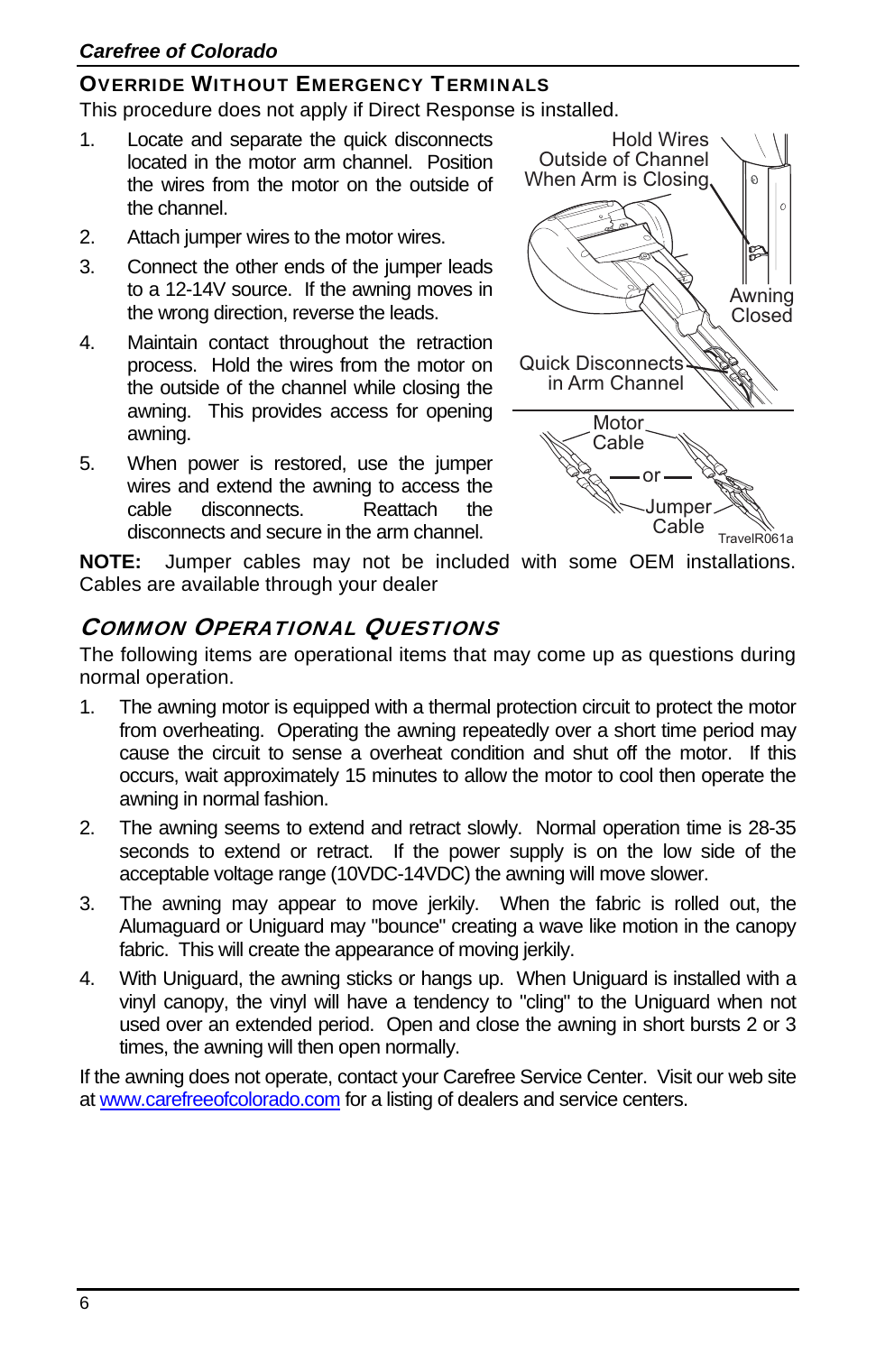## Override Without Emergency Terminals

This procedure does not apply if Direct Response is installed.

1. Locate and separate the quick disconnects located in the motor arm channel. Position the wires from the motor on the outside of the channel.
2. Attach jumper wires to the motor wires.
3. Connect the other ends of the jumper leads to a 12-14V source. If the awning moves in the wrong direction, reverse the leads.
4. Maintain contact throughout the retraction process. Hold the wires from the motor on the outside of the channel while closing the awning. This provides access for opening awning.
5. When power is restored, use the jumper wires and extend the awning to access the cable disconnects. Reattach the disconnects and secure in the arm channel.

**NOTE:** Jumper cables may not be included with some OEM installations. Cables are available through your dealer

## Common Operational Questions

The following items are operational items that may come up as questions during normal operation.

1. The awning motor is equipped with a thermal protection circuit to protect the motor from overheating. Operating the awning repeatedly over a short time period may cause the circuit to sense a overheat condition and shut off the motor. If this occurs, wait approximately 15 minutes to allow the motor to cool then operate the awning in normal fashion.
2. The awning seems to extend and retract slowly. Normal operation time is 28-35 seconds to extend or retract. If the power supply is on the low side of the acceptable voltage range (10VDC-14VDC) the awning will move slower.
3. The awning may appear to move jerkily. When the fabric is rolled out, the Alumaguard or Uniguard may "bounce" creating a wave like motion in the canopy fabric. This will create the appearance of moving jerkily.
4. With Uniguard, the awning sticks or hangs up. When Uniguard is installed with a vinyl canopy, the vinyl will have a tendency to "cling" to the Uniguard when not used over an extended period. Open and close the awning in short bursts 2 or 3 times, the awning will then open normally.

If the awning does not operate, contact your Carefree Service Center. Visit our web site at www.carefreeofcolorado.com for a listing of dealers and service centers.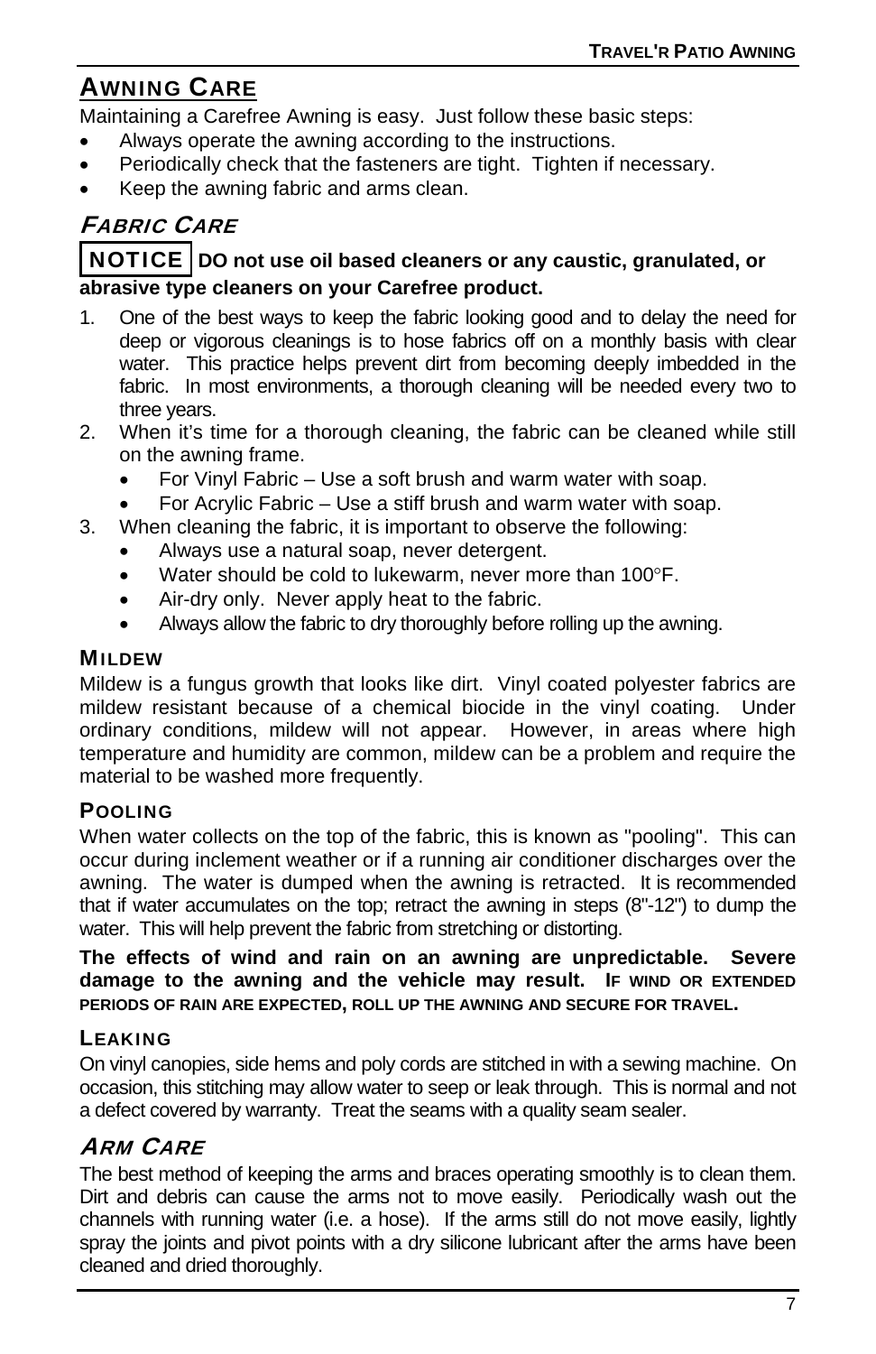## AWNING CARE

Maintaining a Carefree Awning is easy. Just follow these basic steps:

- Always operate the awning according to the instructions.
- Periodically check that the fasteners are tight. Tighten if necessary.
- Keep the awning fabric and arms clean.

### *FABRIC CARE*

**NOTICE DO not use oil based cleaners or any caustic, granulated, or abrasive type cleaners on your Carefree product.**

1. One of the best ways to keep the fabric looking good and to delay the need for deep or vigorous cleanings is to hose fabrics off on a monthly basis with clear water. This practice helps prevent dirt from becoming deeply imbedded in the fabric. In most environments, a thorough cleaning will be needed every two to three years.
2. When it's time for a thorough cleaning, the fabric can be cleaned while still on the awning frame.
   - For Vinyl Fabric – Use a soft brush and warm water with soap.
   - For Acrylic Fabric – Use a stiff brush and warm water with soap.
3. When cleaning the fabric, it is important to observe the following:
   - Always use a natural soap, never detergent.
   - Water should be cold to lukewarm, never more than 100°F.
   - Air-dry only. Never apply heat to the fabric.
   - Always allow the fabric to dry thoroughly before rolling up the awning.

#### MILDEW

Mildew is a fungus growth that looks like dirt. Vinyl coated polyester fabrics are mildew resistant because of a chemical biocide in the vinyl coating. Under ordinary conditions, mildew will not appear. However, in areas where high temperature and humidity are common, mildew can be a problem and require the material to be washed more frequently.

#### POOLING

When water collects on the top of the fabric, this is known as "pooling". This can occur during inclement weather or if a running air conditioner discharges over the awning. The water is dumped when the awning is retracted. It is recommended that if water accumulates on the top; retract the awning in steps (8"-12") to dump the water. This will help prevent the fabric from stretching or distorting.

**The effects of wind and rain on an awning are unpredictable. Severe damage to the awning and the vehicle may result. IF WIND OR EXTENDED PERIODS OF RAIN ARE EXPECTED, ROLL UP THE AWNING AND SECURE FOR TRAVEL.**

#### LEAKING

On vinyl canopies, side hems and poly cords are stitched in with a sewing machine. On occasion, this stitching may allow water to seep or leak through. This is normal and not a defect covered by warranty. Treat the seams with a quality seam sealer.

### *ARM CARE*

The best method of keeping the arms and braces operating smoothly is to clean them. Dirt and debris can cause the arms not to move easily. Periodically wash out the channels with running water (i.e. a hose). If the arms still do not move easily, lightly spray the joints and pivot points with a dry silicone lubricant after the arms have been cleaned and dried thoroughly.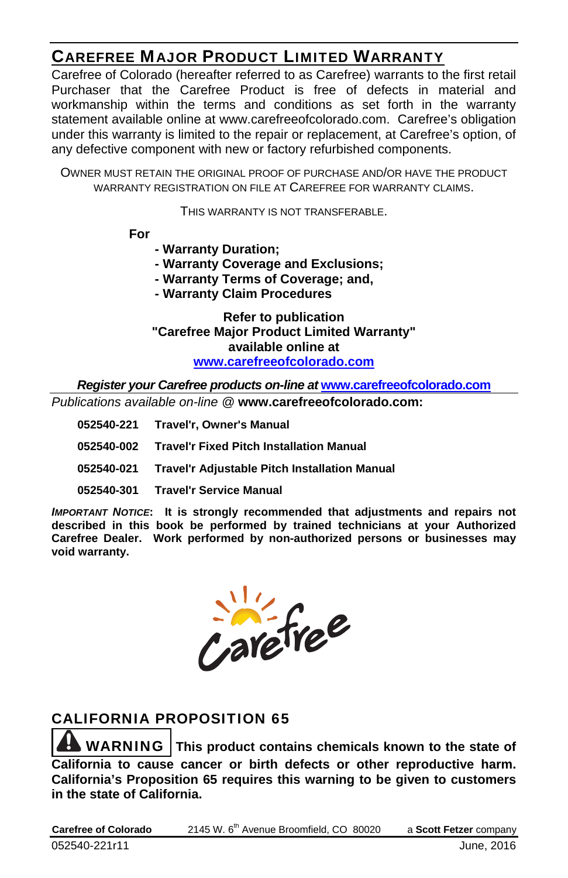## CAREFREE MAJOR PRODUCT LIMITED WARRANTY

Carefree of Colorado (hereafter referred to as Carefree) warrants to the first retail Purchaser that the Carefree Product is free of defects in material and workmanship within the terms and conditions as set forth in the warranty statement available online at www.carefreeofcolorado.com. Carefree's obligation under this warranty is limited to the repair or replacement, at Carefree's option, of any defective component with new or factory refurbished components.

OWNER MUST RETAIN THE ORIGINAL PROOF OF PURCHASE AND/OR HAVE THE PRODUCT WARRANTY REGISTRATION ON FILE AT CAREFREE FOR WARRANTY CLAIMS.

THIS WARRANTY IS NOT TRANSFERABLE.

**For**

- **Warranty Duration;**
- **Warranty Coverage and Exclusions;**
- **Warranty Terms of Coverage; and,**
- **Warranty Claim Procedures**

**Refer to publication**
**"Carefree Major Product Limited Warranty"**
**available online at**
**www.carefreeofcolorado.com**

***Register your Carefree products on-line at* www.carefreeofcolorado.com**

*Publications available on-line @* **www.carefreeofcolorado.com:**

| | |
|---|---|
| **052540-221** | **Travel'r, Owner's Manual** |
| **052540-002** | **Travel'r Fixed Pitch Installation Manual** |
| **052540-021** | **Travel'r Adjustable Pitch Installation Manual** |
| **052540-301** | **Travel'r Service Manual** |

***IMPORTANT NOTICE*: It is strongly recommended that adjustments and repairs not described in this book be performed by trained technicians at your Authorized Carefree Dealer. Work performed by non-authorized persons or businesses may void warranty.**

Carefree

## CALIFORNIA PROPOSITION 65

**WARNING This product contains chemicals known to the state of California to cause cancer or birth defects or other reproductive harm. California's Proposition 65 requires this warning to be given to customers in the state of California.**

**Carefree of Colorado** 2145 W. 6th Avenue Broomfield, CO 80020 a **Scott Fetzer** company

052540-221r11 June, 2016